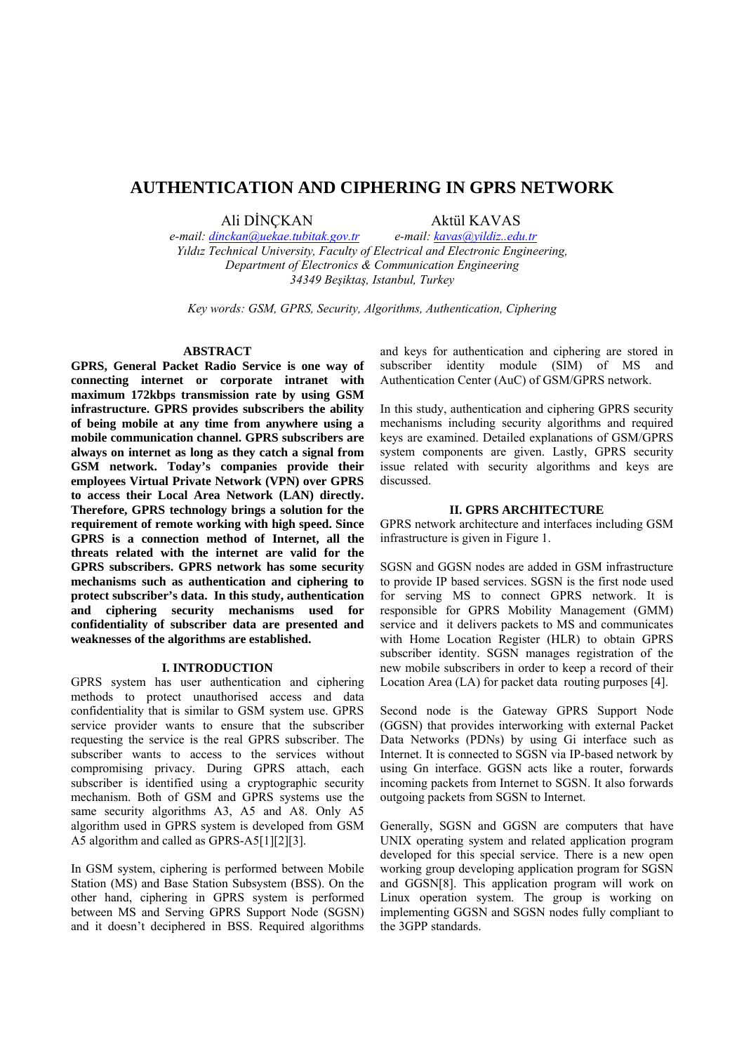# AUTHENTICATION AND CIPHERING IN GPRS NETWORK

Ali DİNÇKAN  
*e-mail: dinckan@uekae.tubitak.gov.tr*

Aktül KAVAS  
*e-mail: kavas@yildiz..edu.tr*

*Yıldız Technical University, Faculty of Electrical and Electronic Engineering,*  
*Department of Electronics & Communication Engineering*  
*34349 Beşiktaş, Istanbul, Turkey*

*Key words: GSM, GPRS, Security, Algorithms, Authentication, Ciphering*

## ABSTRACT

**GPRS, General Packet Radio Service is one way of connecting internet or corporate intranet with maximum 172kbps transmission rate by using GSM infrastructure. GPRS provides subscribers the ability of being mobile at any time from anywhere using a mobile communication channel. GPRS subscribers are always on internet as long as they catch a signal from GSM network. Today's companies provide their employees Virtual Private Network (VPN) over GPRS to access their Local Area Network (LAN) directly. Therefore, GPRS technology brings a solution for the requirement of remote working with high speed. Since GPRS is a connection method of Internet, all the threats related with the internet are valid for the GPRS subscribers. GPRS network has some security mechanisms such as authentication and ciphering to protect subscriber's data. In this study, authentication and ciphering security mechanisms used for confidentiality of subscriber data are presented and weaknesses of the algorithms are established.**

## I. INTRODUCTION

GPRS system has user authentication and ciphering methods to protect unauthorised access and data confidentiality that is similar to GSM system use. GPRS service provider wants to ensure that the subscriber requesting the service is the real GPRS subscriber. The subscriber wants to access to the services without compromising privacy. During GPRS attach, each subscriber is identified using a cryptographic security mechanism. Both of GSM and GPRS systems use the same security algorithms A3, A5 and A8. Only A5 algorithm used in GPRS system is developed from GSM A5 algorithm and called as GPRS-A5[1][2][3].

In GSM system, ciphering is performed between Mobile Station (MS) and Base Station Subsystem (BSS). On the other hand, ciphering in GPRS system is performed between MS and Serving GPRS Support Node (SGSN) and it doesn't deciphered in BSS. Required algorithms and keys for authentication and ciphering are stored in subscriber identity module (SIM) of MS and Authentication Center (AuC) of GSM/GPRS network.

In this study, authentication and ciphering GPRS security mechanisms including security algorithms and required keys are examined. Detailed explanations of GSM/GPRS system components are given. Lastly, GPRS security issue related with security algorithms and keys are discussed.

## II. GPRS ARCHITECTURE

GPRS network architecture and interfaces including GSM infrastructure is given in Figure 1.

SGSN and GGSN nodes are added in GSM infrastructure to provide IP based services. SGSN is the first node used for serving MS to connect GPRS network. It is responsible for GPRS Mobility Management (GMM) service and it delivers packets to MS and communicates with Home Location Register (HLR) to obtain GPRS subscriber identity. SGSN manages registration of the new mobile subscribers in order to keep a record of their Location Area (LA) for packet data routing purposes [4].

Second node is the Gateway GPRS Support Node (GGSN) that provides interworking with external Packet Data Networks (PDNs) by using Gi interface such as Internet. It is connected to SGSN via IP-based network by using Gn interface. GGSN acts like a router, forwards incoming packets from Internet to SGSN. It also forwards outgoing packets from SGSN to Internet.

Generally, SGSN and GGSN are computers that have UNIX operating system and related application program developed for this special service. There is a new open working group developing application program for SGSN and GGSN[8]. This application program will work on Linux operation system. The group is working on implementing GGSN and SGSN nodes fully compliant to the 3GPP standards.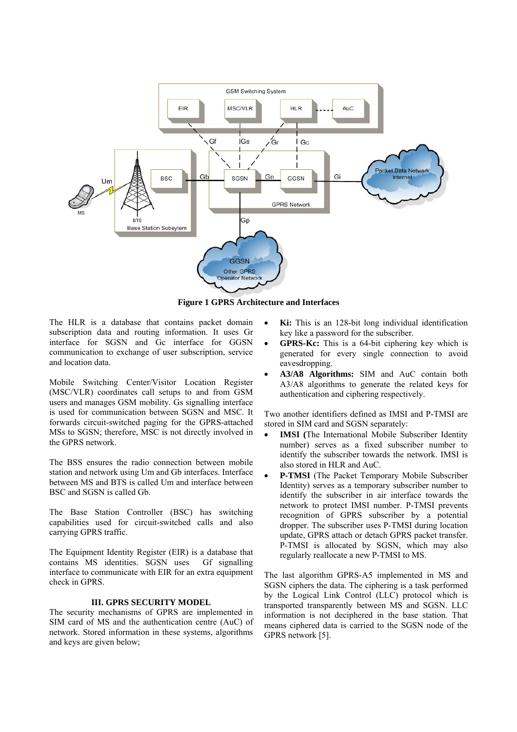**Figure 1 GPRS Architecture and Interfaces**

The HLR is a database that contains packet domain subscription data and routing information. It uses Gr interface for SGSN and Gc interface for GGSN communication to exchange of user subscription, service and location data.

Mobile Switching Center/Visitor Location Register (MSC/VLR) coordinates call setups to and from GSM users and manages GSM mobility. Gs signalling interface is used for communication between SGSN and MSC. It forwards circuit-switched paging for the GPRS-attached MSs to SGSN; therefore, MSC is not directly involved in the GPRS network.

The BSS ensures the radio connection between mobile station and network using Um and Gb interfaces. Interface between MS and BTS is called Um and interface between BSC and SGSN is called Gb.

The Base Station Controller (BSC) has switching capabilities used for circuit-switched calls and also carrying GPRS traffic.

The Equipment Identity Register (EIR) is a database that contains MS identities. SGSN uses Gf signalling interface to communicate with EIR for an extra equipment check in GPRS.

## III. GPRS SECURITY MODEL

The security mechanisms of GPRS are implemented in SIM card of MS and the authentication centre (AuC) of network. Stored information in these systems, algorithms and keys are given below;

- **Ki:** This is an 128-bit long individual identification key like a password for the subscriber.
- **GPRS-Kc:** This is a 64-bit ciphering key which is generated for every single connection to avoid eavesdropping.
- **A3/A8 Algorithms:** SIM and AuC contain both A3/A8 algorithms to generate the related keys for authentication and ciphering respectively.

Two another identifiers defined as IMSI and P-TMSI are stored in SIM card and SGSN separately:

- **IMSI (**The International Mobile Subscriber Identity number) serves as a fixed subscriber number to identify the subscriber towards the network. IMSI is also stored in HLR and AuC.
- **P-TMSI** (The Packet Temporary Mobile Subscriber Identity) serves as a temporary subscriber number to identify the subscriber in air interface towards the network to protect IMSI number. P-TMSI prevents recognition of GPRS subscriber by a potential dropper. The subscriber uses P-TMSI during location update, GPRS attach or detach GPRS packet transfer. P-TMSI is allocated by SGSN, which may also regularly reallocate a new P-TMSI to MS.

The last algorithm GPRS-A5 implemented in MS and SGSN ciphers the data. The ciphering is a task performed by the Logical Link Control (LLC) protocol which is transported transparently between MS and SGSN. LLC information is not deciphered in the base station. That means ciphered data is carried to the SGSN node of the GPRS network [5].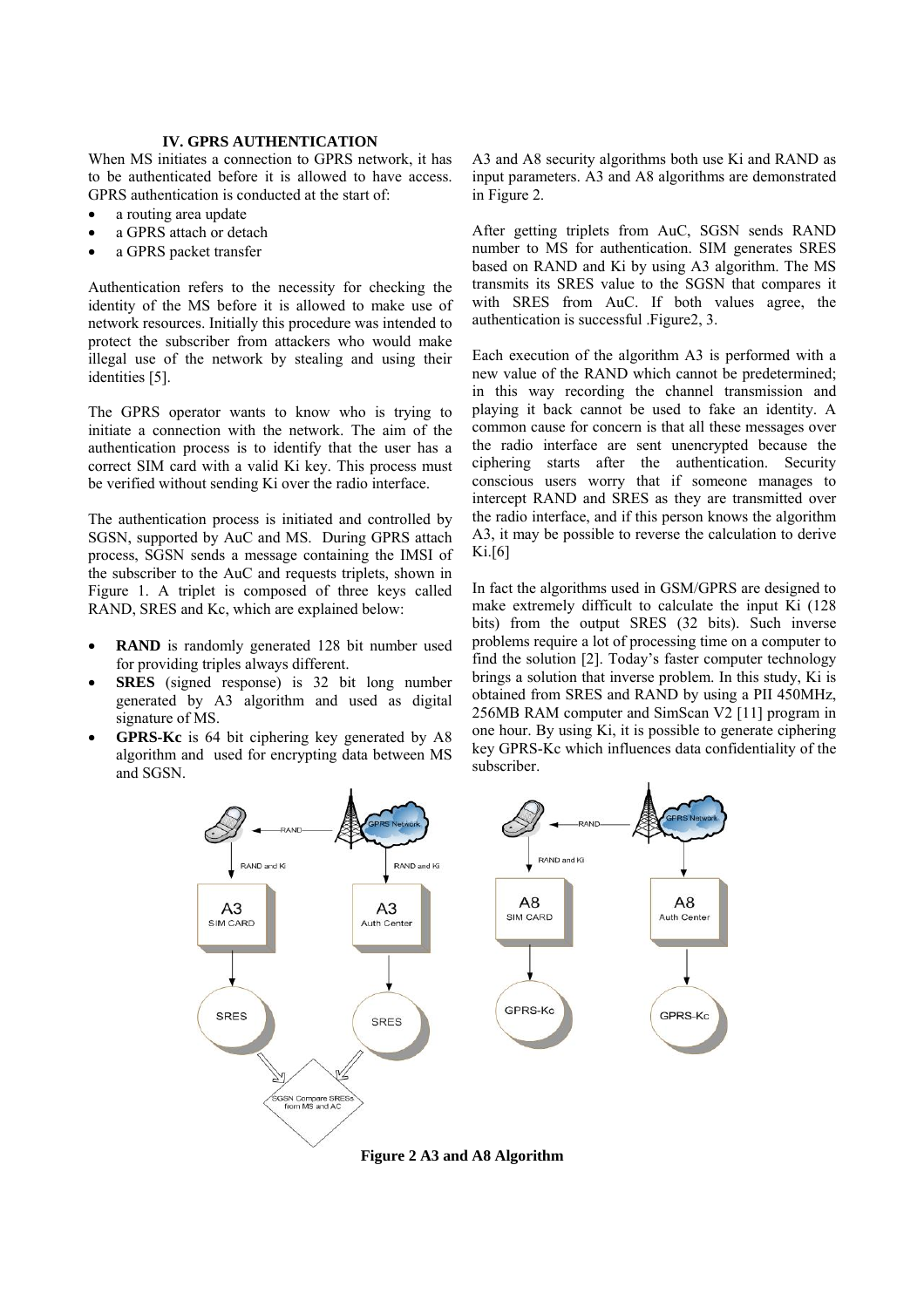## IV. GPRS AUTHENTICATION

When MS initiates a connection to GPRS network, it has to be authenticated before it is allowed to have access. GPRS authentication is conducted at the start of:

- a routing area update
- a GPRS attach or detach
- a GPRS packet transfer

Authentication refers to the necessity for checking the identity of the MS before it is allowed to make use of network resources. Initially this procedure was intended to protect the subscriber from attackers who would make illegal use of the network by stealing and using their identities [5].

The GPRS operator wants to know who is trying to initiate a connection with the network. The aim of the authentication process is to identify that the user has a correct SIM card with a valid Ki key. This process must be verified without sending Ki over the radio interface.

The authentication process is initiated and controlled by SGSN, supported by AuC and MS. During GPRS attach process, SGSN sends a message containing the IMSI of the subscriber to the AuC and requests triplets, shown in Figure 1. A triplet is composed of three keys called RAND, SRES and Kc, which are explained below:

- **RAND** is randomly generated 128 bit number used for providing triples always different.
- **SRES** (signed response) is 32 bit long number generated by A3 algorithm and used as digital signature of MS.
- **GPRS-Kc** is 64 bit ciphering key generated by A8 algorithm and used for encrypting data between MS and SGSN.

A3 and A8 security algorithms both use Ki and RAND as input parameters. A3 and A8 algorithms are demonstrated in Figure 2.

After getting triplets from AuC, SGSN sends RAND number to MS for authentication. SIM generates SRES based on RAND and Ki by using A3 algorithm. The MS transmits its SRES value to the SGSN that compares it with SRES from AuC. If both values agree, the authentication is successful .Figure2, 3.

Each execution of the algorithm A3 is performed with a new value of the RAND which cannot be predetermined; in this way recording the channel transmission and playing it back cannot be used to fake an identity. A common cause for concern is that all these messages over the radio interface are sent unencrypted because the ciphering starts after the authentication. Security conscious users worry that if someone manages to intercept RAND and SRES as they are transmitted over the radio interface, and if this person knows the algorithm A3, it may be possible to reverse the calculation to derive Ki.[6]

In fact the algorithms used in GSM/GPRS are designed to make extremely difficult to calculate the input Ki (128 bits) from the output SRES (32 bits). Such inverse problems require a lot of processing time on a computer to find the solution [2]. Today's faster computer technology brings a solution that inverse problem. In this study, Ki is obtained from SRES and RAND by using a PII 450MHz, 256MB RAM computer and SimScan V2 [11] program in one hour. By using Ki, it is possible to generate ciphering key GPRS-Kc which influences data confidentiality of the subscriber.

**Figure 2 A3 and A8 Algorithm**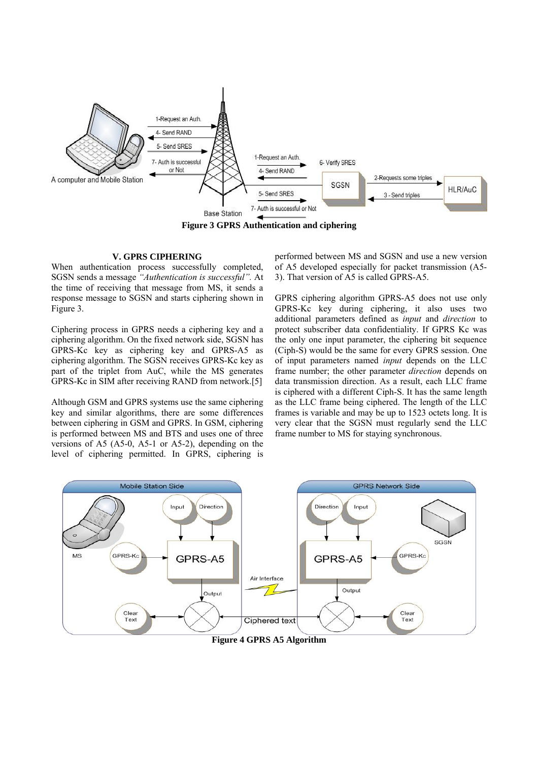**Figure 3 GPRS Authentication and ciphering**

## V. GPRS CIPHERING

When authentication process successfully completed, SGSN sends a message *"Authentication is successful"*. At the time of receiving that message from MS, it sends a response message to SGSN and starts ciphering shown in Figure 3.

Ciphering process in GPRS needs a ciphering key and a ciphering algorithm. On the fixed network side, SGSN has GPRS-Kc key as ciphering key and GPRS-A5 as ciphering algorithm. The SGSN receives GPRS-Kc key as part of the triplet from AuC, while the MS generates GPRS-Kc in SIM after receiving RAND from network.[5]

Although GSM and GPRS systems use the same ciphering key and similar algorithms, there are some differences between ciphering in GSM and GPRS. In GSM, ciphering is performed between MS and BTS and uses one of three versions of A5 (A5-0, A5-1 or A5-2), depending on the level of ciphering permitted. In GPRS, ciphering is performed between MS and SGSN and use a new version of A5 developed especially for packet transmission (A5-3). That version of A5 is called GPRS-A5.

GPRS ciphering algorithm GPRS-A5 does not use only GPRS-Kc key during ciphering, it also uses two additional parameters defined as *input* and *direction* to protect subscriber data confidentiality. If GPRS Kc was the only one input parameter, the ciphering bit sequence (Ciph-S) would be the same for every GPRS session. One of input parameters named *input* depends on the LLC frame number; the other parameter *direction* depends on data transmission direction. As a result, each LLC frame is ciphered with a different Ciph-S. It has the same length as the LLC frame being ciphered. The length of the LLC frames is variable and may be up to 1523 octets long. It is very clear that the SGSN must regularly send the LLC frame number to MS for staying synchronous.

**Figure 4 GPRS A5 Algorithm**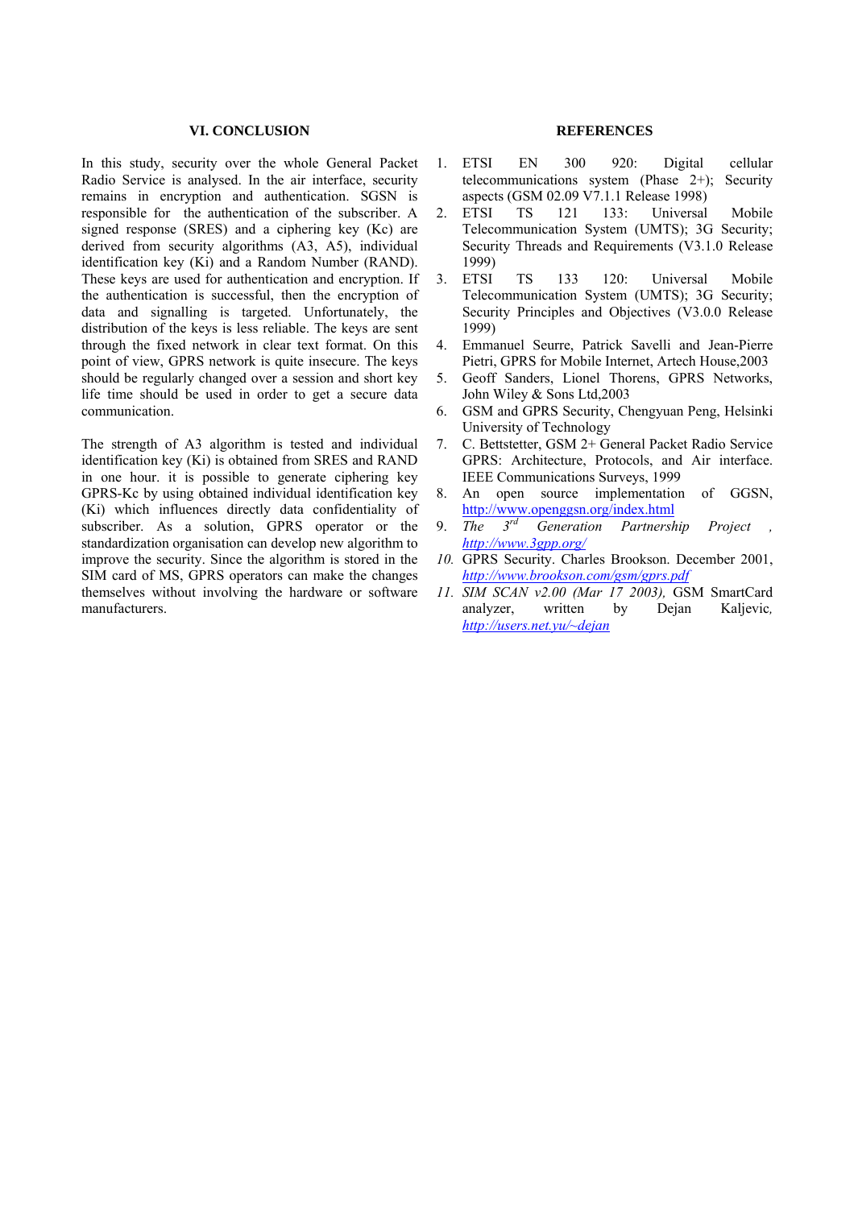## VI. CONCLUSION

In this study, security over the whole General Packet Radio Service is analysed. In the air interface, security remains in encryption and authentication. SGSN is responsible for the authentication of the subscriber. A signed response (SRES) and a ciphering key (Kc) are derived from security algorithms (A3, A5), individual identification key (Ki) and a Random Number (RAND). These keys are used for authentication and encryption. If the authentication is successful, then the encryption of data and signalling is targeted. Unfortunately, the distribution of the keys is less reliable. The keys are sent through the fixed network in clear text format. On this point of view, GPRS network is quite insecure. The keys should be regularly changed over a session and short key life time should be used in order to get a secure data communication.

The strength of A3 algorithm is tested and individual identification key (Ki) is obtained from SRES and RAND in one hour. it is possible to generate ciphering key GPRS-Kc by using obtained individual identification key (Ki) which influences directly data confidentiality of subscriber. As a solution, GPRS operator or the standardization organisation can develop new algorithm to improve the security. Since the algorithm is stored in the SIM card of MS, GPRS operators can make the changes themselves without involving the hardware or software manufacturers.

## REFERENCES

1. ETSI EN 300 920: Digital cellular telecommunications system (Phase 2+); Security aspects (GSM 02.09 V7.1.1 Release 1998)
2. ETSI TS 121 133: Universal Mobile Telecommunication System (UMTS); 3G Security; Security Threads and Requirements (V3.1.0 Release 1999)
3. ETSI TS 133 120: Universal Mobile Telecommunication System (UMTS); 3G Security; Security Principles and Objectives (V3.0.0 Release 1999)
4. Emmanuel Seurre, Patrick Savelli and Jean-Pierre Pietri, GPRS for Mobile Internet, Artech House,2003
5. Geoff Sanders, Lionel Thorens, GPRS Networks, John Wiley & Sons Ltd,2003
6. GSM and GPRS Security, Chengyuan Peng, Helsinki University of Technology
7. C. Bettstetter, GSM 2+ General Packet Radio Service GPRS: Architecture, Protocols, and Air interface. IEEE Communications Surveys, 1999
8. An open source implementation of GGSN, http://www.opengsn.org/index.html
9. *The 3rd Generation Partnership Project , http://www.3gpp.org/*
10. GPRS Security. Charles Brookson. December 2001, *http://www.brookson.com/gsm/gprs.pdf*
11. *SIM SCAN v2.00 (Mar 17 2003),* GSM SmartCard analyzer, written by Dejan Kaljevic*, http://users.net.yu/~dejan*